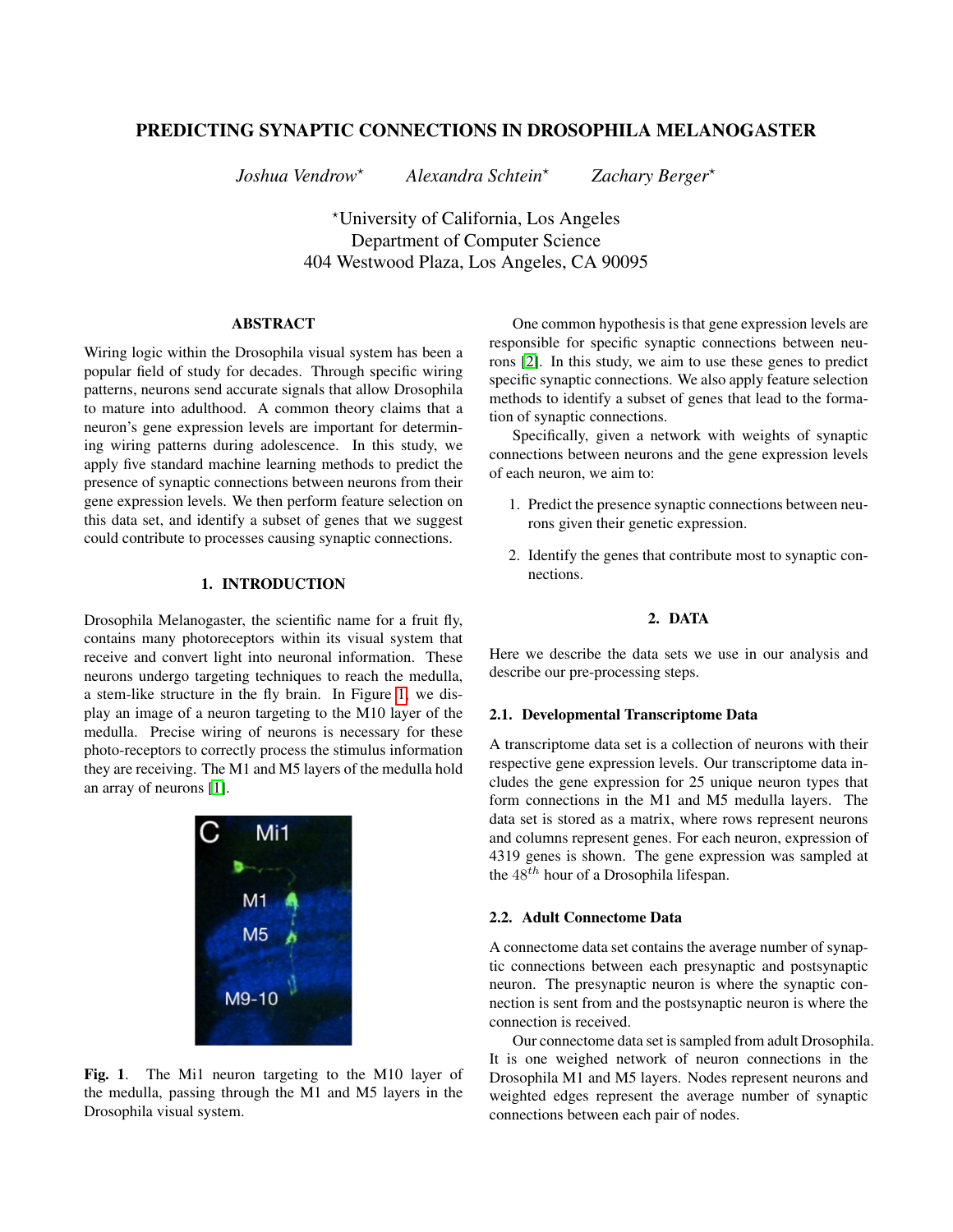# PREDICTING SYNAPTIC CONNECTIONS IN DROSOPHILA MELANOGASTER

*Joshua Vendrow*[⋆] *Alexandra Schtein*[⋆] *Zachary Berger*[⋆]

[⋆]University of California, Los Angeles
Department of Computer Science
404 Westwood Plaza, Los Angeles, CA 90095

## ABSTRACT

Wiring logic within the Drosophila visual system has been a popular field of study for decades. Through specific wiring patterns, neurons send accurate signals that allow Drosophila to mature into adulthood. A common theory claims that a neuron's gene expression levels are important for determining wiring patterns during adolescence. In this study, we apply five standard machine learning methods to predict the presence of synaptic connections between neurons from their gene expression levels. We then perform feature selection on this data set, and identify a subset of genes that we suggest could contribute to processes causing synaptic connections.

## 1. INTRODUCTION

Drosophila Melanogaster, the scientific name for a fruit fly, contains many photoreceptors within its visual system that receive and convert light into neuronal information. These neurons undergo targeting techniques to reach the medulla, a stem-like structure in the fly brain. In Figure 1, we display an image of a neuron targeting to the M10 layer of the medulla. Precise wiring of neurons is necessary for these photo-receptors to correctly process the stimulus information they are receiving. The M1 and M5 layers of the medulla hold an array of neurons [1].

**Fig. 1**. The Mi1 neuron targeting to the M10 layer of the medulla, passing through the M1 and M5 layers in the Drosophila visual system.

One common hypothesis is that gene expression levels are responsible for specific synaptic connections between neurons [2]. In this study, we aim to use these genes to predict specific synaptic connections. We also apply feature selection methods to identify a subset of genes that lead to the formation of synaptic connections.

Specifically, given a network with weights of synaptic connections between neurons and the gene expression levels of each neuron, we aim to:

1. Predict the presence synaptic connections between neurons given their genetic expression.
2. Identify the genes that contribute most to synaptic connections.

## 2. DATA

Here we describe the data sets we use in our analysis and describe our pre-processing steps.

### 2.1. Developmental Transcriptome Data

A transcriptome data set is a collection of neurons with their respective gene expression levels. Our transcriptome data includes the gene expression for 25 unique neuron types that form connections in the M1 and M5 medulla layers. The data set is stored as a matrix, where rows represent neurons and columns represent genes. For each neuron, expression of 4319 genes is shown. The gene expression was sampled at the $48^{th}$ hour of a Drosophila lifespan.

### 2.2. Adult Connectome Data

A connectome data set contains the average number of synaptic connections between each presynaptic and postsynaptic neuron. The presynaptic neuron is where the synaptic connection is sent from and the postsynaptic neuron is where the connection is received.

Our connectome data set is sampled from adult Drosophila. It is one weighed network of neuron connections in the Drosophila M1 and M5 layers. Nodes represent neurons and weighted edges represent the average number of synaptic connections between each pair of nodes.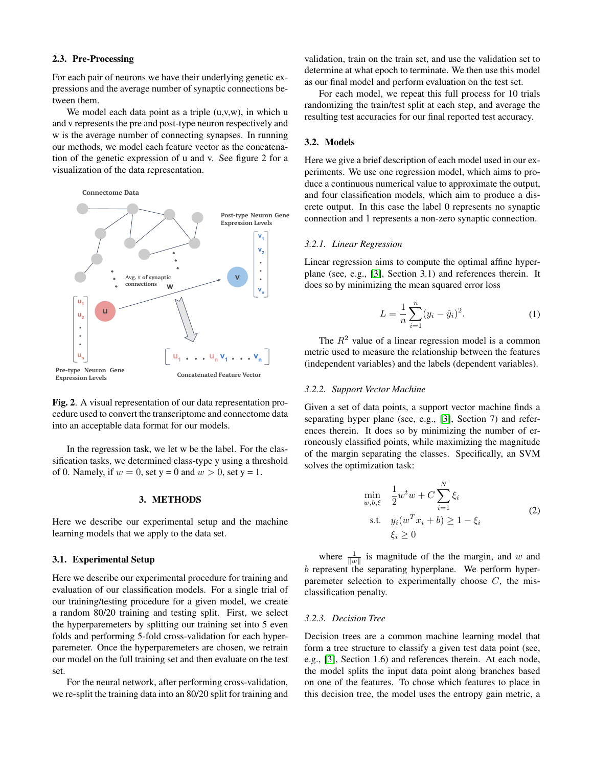### 2.3. Pre-Processing

For each pair of neurons we have their underlying genetic expressions and the average number of synaptic connections between them.

We model each data point as a triple (u,v,w), in which u and v represents the pre and post-type neuron respectively and w is the average number of connecting synapses. In running our methods, we model each feature vector as the concatenation of the genetic expression of u and v. See figure 2 for a visualization of the data representation.

**Fig. 2**. A visual representation of our data representation procedure used to convert the transcriptome and connectome data into an acceptable data format for our models.

In the regression task, we let w be the label. For the classification tasks, we determined class-type y using a threshold of 0. Namely, if $w = 0$, set y = 0 and $w > 0$, set y = 1.

## 3. METHODS

Here we describe our experimental setup and the machine learning models that we apply to the data set.

### 3.1. Experimental Setup

Here we describe our experimental procedure for training and evaluation of our classification models. For a single trial of our training/testing procedure for a given model, we create a random 80/20 training and testing split. First, we select the hyperparemeters by splitting our training set into 5 even folds and performing 5-fold cross-validation for each hyperparemeter. Once the hyperparemeters are chosen, we retrain our model on the full training set and then evaluate on the test set.

For the neural network, after performing cross-validation, we re-split the training data into an 80/20 split for training and validation, train on the train set, and use the validation set to determine at what epoch to terminate. We then use this model as our final model and perform evaluation on the test set.

For each model, we repeat this full process for 10 trials randomizing the train/test split at each step, and average the resulting test accuracies for our final reported test accuracy.

### 3.2. Models

Here we give a brief description of each model used in our experiments. We use one regression model, which aims to produce a continuous numerical value to approximate the output, and four classification models, which aim to produce a discrete output. In this case the label 0 represents no synaptic connection and 1 represents a non-zero synaptic connection.

#### 3.2.1. Linear Regression

Linear regression aims to compute the optimal affine hyperplane (see, e.g., [3], Section 3.1) and references therein. It does so by minimizing the mean squared error loss

$$L = \frac{1}{n}\sum_{i=1}^{n}(y_i - \hat{y}_i)^2. \tag{1}$$

The $R^2$ value of a linear regression model is a common metric used to measure the relationship between the features (independent variables) and the labels (dependent variables).

#### 3.2.2. Support Vector Machine

Given a set of data points, a support vector machine finds a separating hyper plane (see, e.g., [3], Section 7) and references therein. It does so by minimizing the number of erroneously classified points, while maximizing the magnitude of the margin separating the classes. Specifically, an SVM solves the optimization task:

$$\begin{aligned} \min_{w,b,\xi} \quad & \frac{1}{2}w^t w + C\sum_{i=1}^{N}\xi_i \\ \text{s.t.} \quad & y_i(w^T x_i + b) \geq 1 - \xi_i \\ & \xi_i \geq 0 \end{aligned} \tag{2}$$

where $\frac{1}{\|w\|}$ is magnitude of the the margin, and $w$ and $b$ represent the separating hyperplane. We perform hyperparemeter selection to experimentally choose $C$, the misclassification penalty.

#### 3.2.3. Decision Tree

Decision trees are a common machine learning model that form a tree structure to classify a given test data point (see, e.g., [3], Section 1.6) and references therein. At each node, the model splits the input data point along branches based on one of the features. To chose which features to place in this decision tree, the model uses the entropy gain metric, a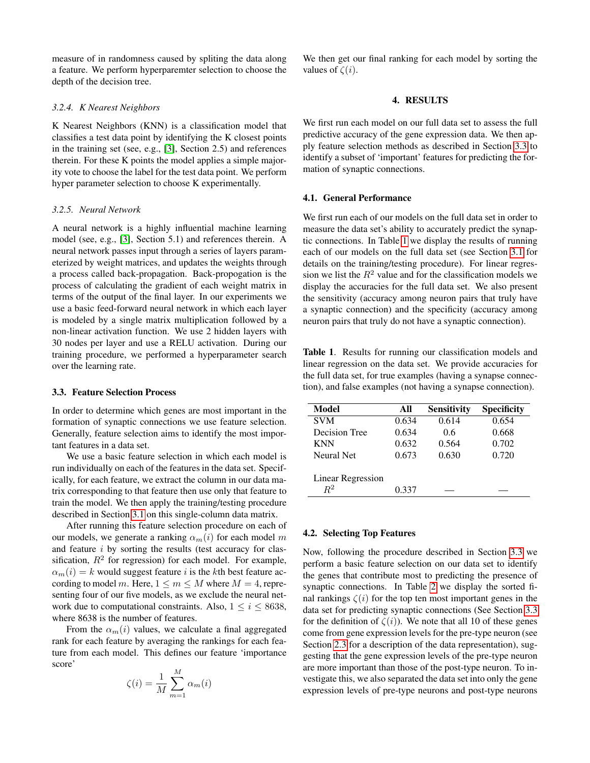measure of in randomness caused by spliting the data along a feature. We perform hyperparemter selection to choose the depth of the decision tree.

#### 3.2.4. K Nearest Neighbors

K Nearest Neighbors (KNN) is a classification model that classifies a test data point by identifying the K closest points in the training set (see, e.g., [3], Section 2.5) and references therein. For these K points the model applies a simple majority vote to choose the label for the test data point. We perform hyper parameter selection to choose K experimentally.

#### 3.2.5. Neural Network

A neural network is a highly influential machine learning model (see, e.g., [3], Section 5.1) and references therein. A neural network passes input through a series of layers parameterized by weight matrices, and updates the weights through a process called back-propagation. Back-propogation is the process of calculating the gradient of each weight matrix in terms of the output of the final layer. In our experiments we use a basic feed-forward neural network in which each layer is modeled by a single matrix multiplication followed by a non-linear activation function. We use 2 hidden layers with 30 nodes per layer and use a RELU activation. During our training procedure, we performed a hyperparameter search over the learning rate.

### 3.3. Feature Selection Process

In order to determine which genes are most important in the formation of synaptic connections we use feature selection. Generally, feature selection aims to identify the most important features in a data set.

We use a basic feature selection in which each model is run individually on each of the features in the data set. Specifically, for each feature, we extract the column in our data matrix corresponding to that feature then use only that feature to train the model. We then apply the training/testing procedure described in Section 3.1 on this single-column data matrix.

After running this feature selection procedure on each of our models, we generate a ranking $\alpha_m(i)$ for each model $m$ and feature $i$ by sorting the results (test accuracy for classification, $R^2$ for regression) for each model. For example, $\alpha_m(i) = k$ would suggest feature $i$ is the $k$th best feature according to model $m$. Here, $1 \le m \le M$ where $M = 4$, representing four of our five models, as we exclude the neural network due to computational constraints. Also, $1 \le i \le 8638$, where 8638 is the number of features.

From the $\alpha_m(i)$ values, we calculate a final aggregated rank for each feature by averaging the rankings for each feature from each model. This defines our feature 'importance score'

$$\zeta(i) = \frac{1}{M} \sum_{m=1}^{M} \alpha_m(i)$$

We then get our final ranking for each model by sorting the values of $\zeta(i)$.

## 4. RESULTS

We first run each model on our full data set to assess the full predictive accuracy of the gene expression data. We then apply feature selection methods as described in Section 3.3 to identify a subset of 'important' features for predicting the formation of synaptic connections.

### 4.1. General Performance

We first run each of our models on the full data set in order to measure the data set's ability to accurately predict the synaptic connections. In Table 1 we display the results of running each of our models on the full data set (see Section 3.1 for details on the training/testing procedure). For linear regression we list the $R^2$ value and for the classification models we display the accuracies for the full data set. We also present the sensitivity (accuracy among neuron pairs that truly have a synaptic connection) and the specificity (accuracy among neuron pairs that truly do not have a synaptic connection).

**Table 1**. Results for running our classification models and linear regression on the data set. We provide accuracies for the full data set, for true examples (having a synapse connection), and false examples (not having a synapse connection).

| Model | All | Sensitivity | Specificity |
|---|---|---|---|
| SVM | 0.634 | 0.614 | 0.654 |
| Decision Tree | 0.634 | 0.6 | 0.668 |
| KNN | 0.632 | 0.564 | 0.702 |
| Neural Net | 0.673 | 0.630 | 0.720 |
| Linear Regression | | | |
| $R^2$ | 0.337 | — | — |

### 4.2. Selecting Top Features

Now, following the procedure described in Section 3.3 we perform a basic feature selection on our data set to identify the genes that contribute most to predicting the presence of synaptic connections. In Table 2 we display the sorted final rankings $\zeta(i)$ for the top ten most important genes in the data set for predicting synaptic connections (See Section 3.3 for the definition of $\zeta(i)$). We note that all 10 of these genes come from gene expression levels for the pre-type neuron (see Section 2.3 for a description of the data representation), suggesting that the gene expression levels of the pre-type neuron are more important than those of the post-type neuron. To investigate this, we also separated the data set into only the gene expression levels of pre-type neurons and post-type neurons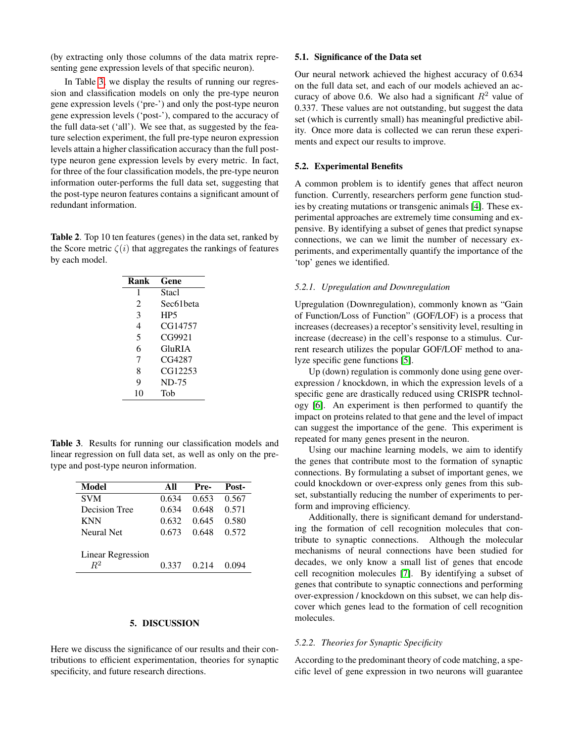(by extracting only those columns of the data matrix representing gene expression levels of that specific neuron).

In Table 3, we display the results of running our regression and classification models on only the pre-type neuron gene expression levels ('pre-') and only the post-type neuron gene expression levels ('post-'), compared to the accuracy of the full data-set ('all'). We see that, as suggested by the feature selection experiment, the full pre-type neuron expression levels attain a higher classification accuracy than the full post-type neuron gene expression levels by every metric. In fact, for three of the four classification models, the pre-type neuron information outer-performs the full data set, suggesting that the post-type neuron features contains a significant amount of redundant information.

**Table 2**. Top 10 ten features (genes) in the data set, ranked by the Score metric $\zeta(i)$ that aggregates the rankings of features by each model.

| Rank | Gene |
|---|---|
| 1 | Stacl |
| 2 | Sec61beta |
| 3 | HP5 |
| 4 | CG14757 |
| 5 | CG9921 |
| 6 | GluRIA |
| 7 | CG4287 |
| 8 | CG12253 |
| 9 | ND-75 |
| 10 | Tob |

**Table 3**. Results for running our classification models and linear regression on full data set, as well as only on the pre-type and post-type neuron information.

| Model | All | Pre- | Post- |
|---|---|---|---|
| SVM | 0.634 | 0.653 | 0.567 |
| Decision Tree | 0.634 | 0.648 | 0.571 |
| KNN | 0.632 | 0.645 | 0.580 |
| Neural Net | 0.673 | 0.648 | 0.572 |
| Linear Regression | | | |
| $R^2$ | 0.337 | 0.214 | 0.094 |

## 5. DISCUSSION

Here we discuss the significance of our results and their contributions to efficient experimentation, theories for synaptic specificity, and future research directions.

### 5.1. Significance of the Data set

Our neural network achieved the highest accuracy of 0.634 on the full data set, and each of our models achieved an accuracy of above 0.6. We also had a significant $R^2$ value of 0.337. These values are not outstanding, but suggest the data set (which is currently small) has meaningful predictive ability. Once more data is collected we can rerun these experiments and expect our results to improve.

### 5.2. Experimental Benefits

A common problem is to identify genes that affect neuron function. Currently, researchers perform gene function studies by creating mutations or transgenic animals [4]. These experimental approaches are extremely time consuming and expensive. By identifying a subset of genes that predict synapse connections, we can we limit the number of necessary experiments, and experimentally quantify the importance of the 'top' genes we identified.

#### *5.2.1. Upregulation and Downregulation*

Upregulation (Downregulation), commonly known as "Gain of Function/Loss of Function" (GOF/LOF) is a process that increases (decreases) a receptor's sensitivity level, resulting in increase (decrease) in the cell's response to a stimulus. Current research utilizes the popular GOF/LOF method to analyze specific gene functions [5].

Up (down) regulation is commonly done using gene overexpression / knockdown, in which the expression levels of a specific gene are drastically reduced using CRISPR technology [6]. An experiment is then performed to quantify the impact on proteins related to that gene and the level of impact can suggest the importance of the gene. This experiment is repeated for many genes present in the neuron.

Using our machine learning models, we aim to identify the genes that contribute most to the formation of synaptic connections. By formulating a subset of important genes, we could knockdown or over-express only genes from this subset, substantially reducing the number of experiments to perform and improving efficiency.

Additionally, there is significant demand for understanding the formation of cell recognition molecules that contribute to synaptic connections. Although the molecular mechanisms of neural connections have been studied for decades, we only know a small list of genes that encode cell recognition molecules [7]. By identifying a subset of genes that contribute to synaptic connections and performing over-expression / knockdown on this subset, we can help discover which genes lead to the formation of cell recognition molecules.

#### *5.2.2. Theories for Synaptic Specificity*

According to the predominant theory of code matching, a specific level of gene expression in two neurons will guarantee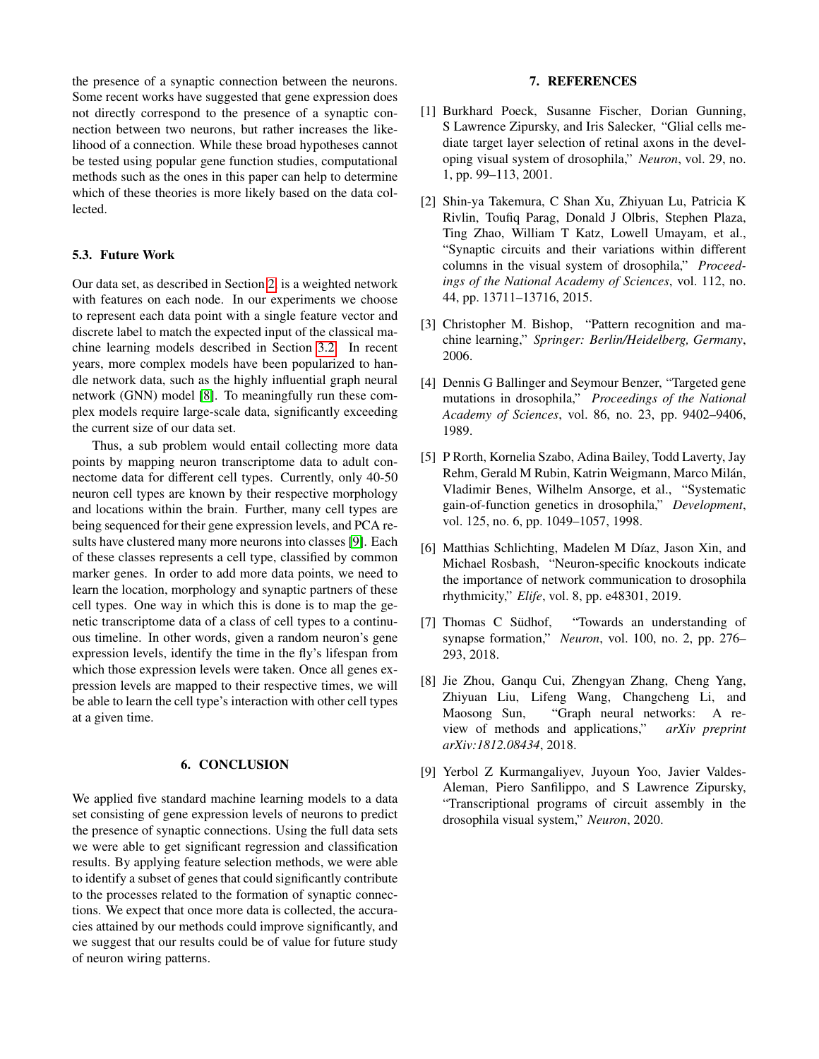the presence of a synaptic connection between the neurons. Some recent works have suggested that gene expression does not directly correspond to the presence of a synaptic connection between two neurons, but rather increases the likelihood of a connection. While these broad hypotheses cannot be tested using popular gene function studies, computational methods such as the ones in this paper can help to determine which of these theories is more likely based on the data collected.

### 5.3. Future Work

Our data set, as described in Section 2, is a weighted network with features on each node. In our experiments we choose to represent each data point with a single feature vector and discrete label to match the expected input of the classical machine learning models described in Section 3.2. In recent years, more complex models have been popularized to handle network data, such as the highly influential graph neural network (GNN) model [8]. To meaningfully run these complex models require large-scale data, significantly exceeding the current size of our data set.

Thus, a sub problem would entail collecting more data points by mapping neuron transcriptome data to adult connectome data for different cell types. Currently, only 40-50 neuron cell types are known by their respective morphology and locations within the brain. Further, many cell types are being sequenced for their gene expression levels, and PCA results have clustered many more neurons into classes [9]. Each of these classes represents a cell type, classified by common marker genes. In order to add more data points, we need to learn the location, morphology and synaptic partners of these cell types. One way in which this is done is to map the genetic transcriptome data of a class of cell types to a continuous timeline. In other words, given a random neuron's gene expression levels, identify the time in the fly's lifespan from which those expression levels were taken. Once all genes expression levels are mapped to their respective times, we will be able to learn the cell type's interaction with other cell types at a given time.

## 6. CONCLUSION

We applied five standard machine learning models to a data set consisting of gene expression levels of neurons to predict the presence of synaptic connections. Using the full data sets we were able to get significant regression and classification results. By applying feature selection methods, we were able to identify a subset of genes that could significantly contribute to the processes related to the formation of synaptic connections. We expect that once more data is collected, the accuracies attained by our methods could improve significantly, and we suggest that our results could be of value for future study of neuron wiring patterns.

## 7. REFERENCES

[1] Burkhard Poeck, Susanne Fischer, Dorian Gunning, S Lawrence Zipursky, and Iris Salecker, "Glial cells mediate target layer selection of retinal axons in the developing visual system of drosophila," *Neuron*, vol. 29, no. 1, pp. 99–113, 2001.

[2] Shin-ya Takemura, C Shan Xu, Zhiyuan Lu, Patricia K Rivlin, Toufiq Parag, Donald J Olbris, Stephen Plaza, Ting Zhao, William T Katz, Lowell Umayam, et al., "Synaptic circuits and their variations within different columns in the visual system of drosophila," *Proceedings of the National Academy of Sciences*, vol. 112, no. 44, pp. 13711–13716, 2015.

[3] Christopher M. Bishop, "Pattern recognition and machine learning," *Springer: Berlin/Heidelberg, Germany*, 2006.

[4] Dennis G Ballinger and Seymour Benzer, "Targeted gene mutations in drosophila," *Proceedings of the National Academy of Sciences*, vol. 86, no. 23, pp. 9402–9406, 1989.

[5] P Rorth, Kornelia Szabo, Adina Bailey, Todd Laverty, Jay Rehm, Gerald M Rubin, Katrin Weigmann, Marco Milán, Vladimir Benes, Wilhelm Ansorge, et al., "Systematic gain-of-function genetics in drosophila," *Development*, vol. 125, no. 6, pp. 1049–1057, 1998.

[6] Matthias Schlichting, Madelen M Díaz, Jason Xin, and Michael Rosbash, "Neuron-specific knockouts indicate the importance of network communication to drosophila rhythmicity," *Elife*, vol. 8, pp. e48301, 2019.

[7] Thomas C Südhof, "Towards an understanding of synapse formation," *Neuron*, vol. 100, no. 2, pp. 276–293, 2018.

[8] Jie Zhou, Ganqu Cui, Zhengyan Zhang, Cheng Yang, Zhiyuan Liu, Lifeng Wang, Changcheng Li, and Maosong Sun, "Graph neural networks: A review of methods and applications," *arXiv preprint arXiv:1812.08434*, 2018.

[9] Yerbol Z Kurmangaliyev, Juyoun Yoo, Javier Valdes-Aleman, Piero Sanfilippo, and S Lawrence Zipursky, "Transcriptional programs of circuit assembly in the drosophila visual system," *Neuron*, 2020.